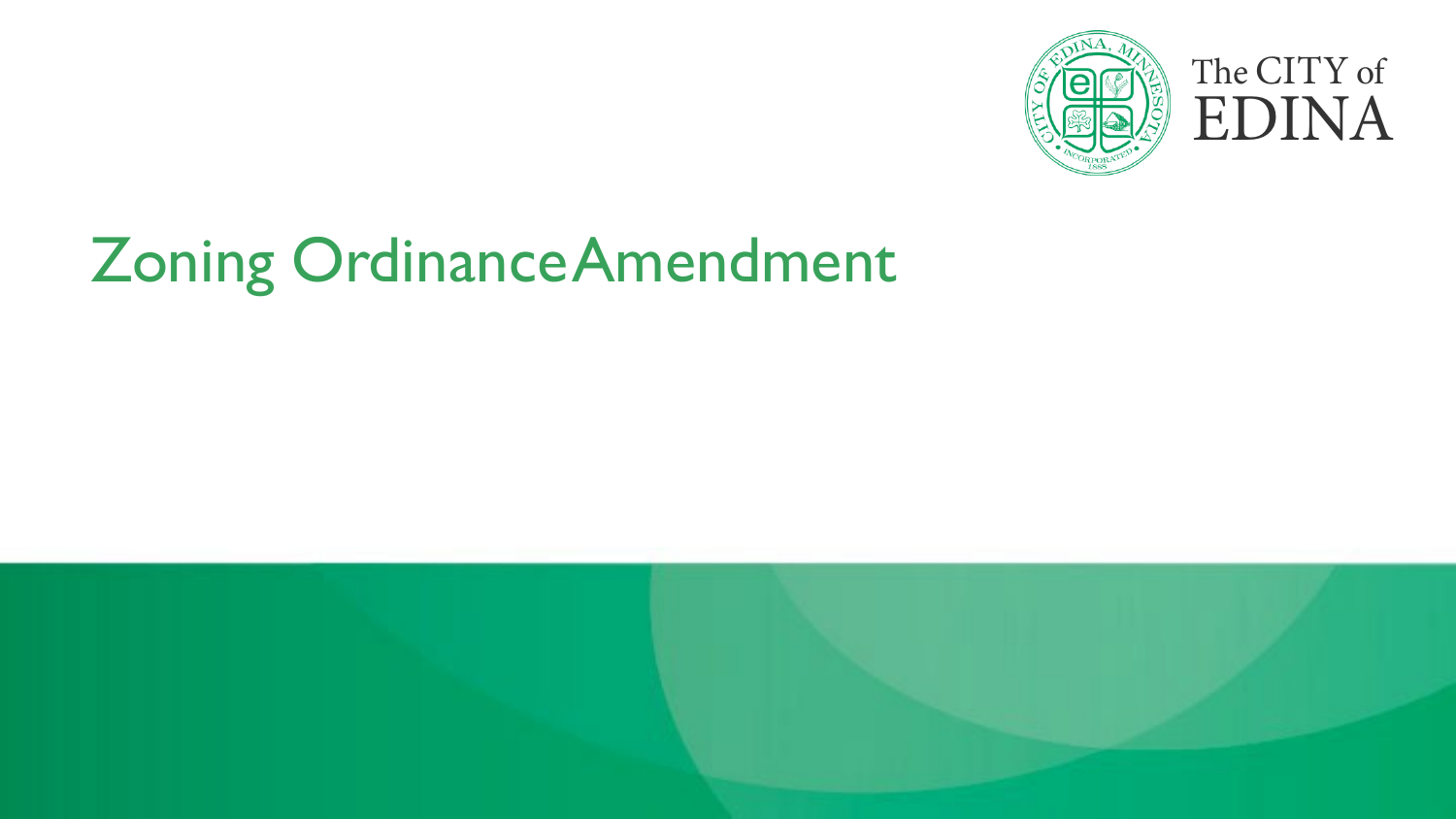The CITY of EDINA

# Zoning Ordinance Amendment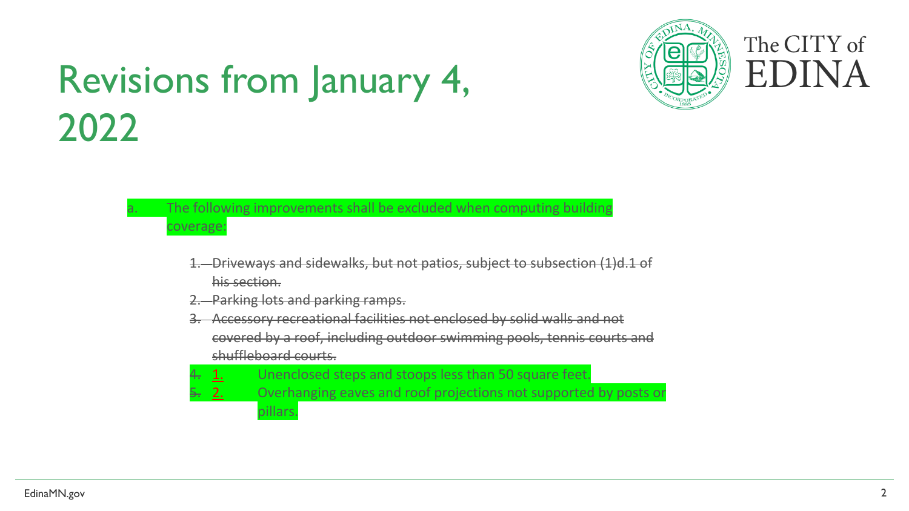# Revisions from January 4, 2022

a. The following improvements shall be excluded when computing building coverage:

~~1. Driveways and sidewalks, but not patios, subject to subsection (1)d.1 of his section.~~

~~2. Parking lots and parking ramps.~~

~~3. Accessory recreational facilities not enclosed by solid walls and not covered by a roof, including outdoor swimming pools, tennis courts and shuffleboard courts.~~

~~4.~~ 1. Unenclosed steps and stoops less than 50 square feet.

~~5.~~ 2. Overhanging eaves and roof projections not supported by posts or pillars.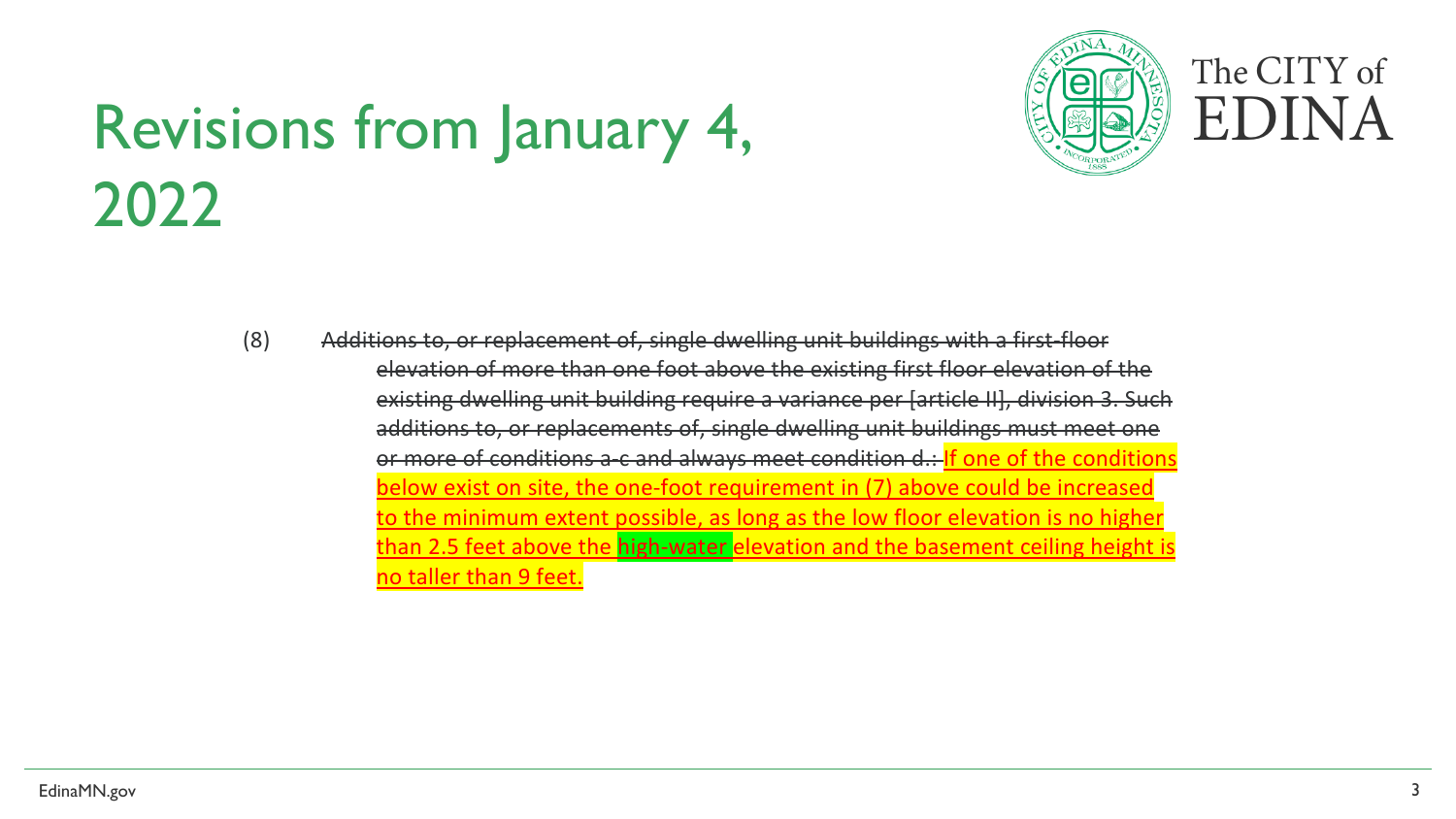# Revisions from January 4, 2022

(8) ~~Additions to, or replacement of, single dwelling unit buildings with a first-floor elevation of more than one foot above the existing first floor elevation of the existing dwelling unit building require a variance per [article II], division 3. Such additions to, or replacements of, single dwelling unit buildings must meet one or more of conditions a-c and always meet condition d.:~~ <u>If one of the conditions below exist on site, the one-foot requirement in (7) above could be increased to the minimum extent possible, as long as the low floor elevation is no higher than 2.5 feet above the high-water elevation and the basement ceiling height is no taller than 9 feet.</u>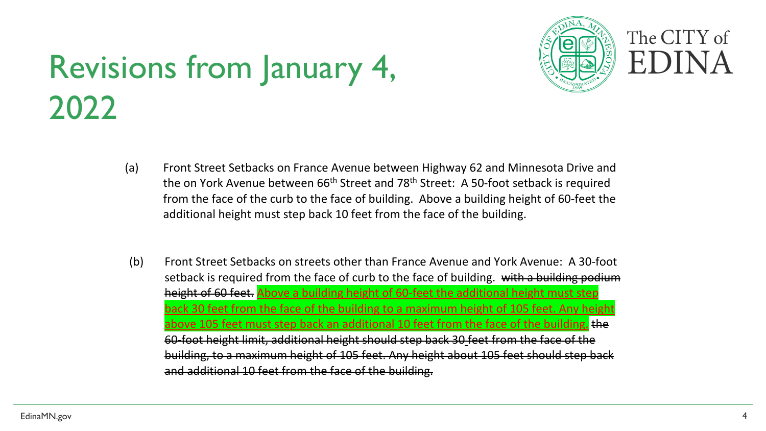# Revisions from January 4, 2022

(a) Front Street Setbacks on France Avenue between Highway 62 and Minnesota Drive and the on York Avenue between 66th Street and 78th Street: A 50-foot setback is required from the face of the curb to the face of building. Above a building height of 60-feet the additional height must step back 10 feet from the face of the building.

(b) Front Street Setbacks on streets other than France Avenue and York Avenue: A 30-foot setback is required from the face of curb to the face of building. ~~with a building podium height of 60 feet.~~ Above a building height of 60-feet the additional height must step back 30 feet from the face of the building to a maximum height of 105 feet. Any height above 105 feet must step back an additional 10 feet from the face of the building. ~~the 60-foot height limit, additional height should step back 30 feet from the face of the building, to a maximum height of 105 feet. Any height about 105 feet should step back and additional 10 feet from the face of the building.~~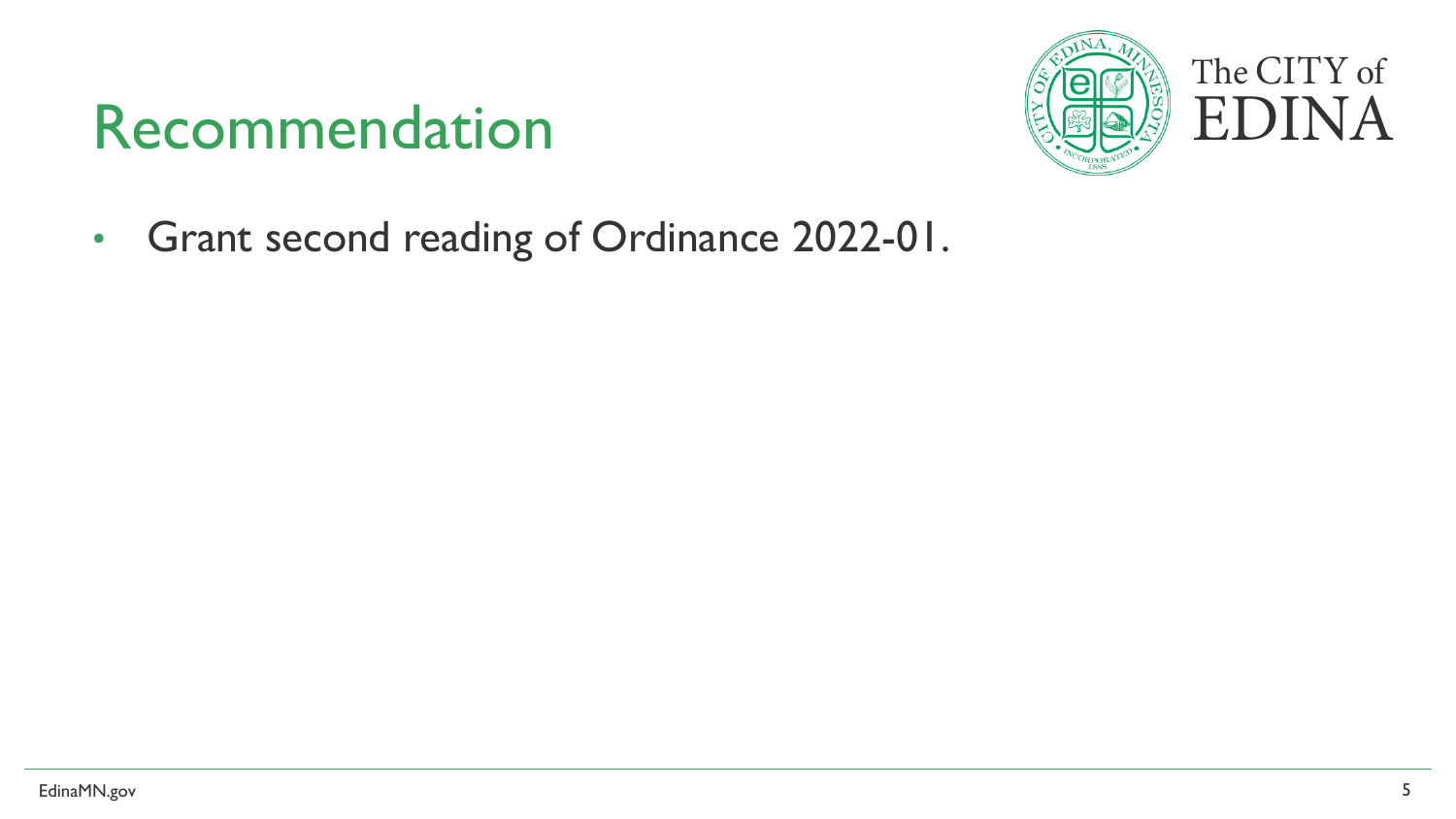# Recommendation

- Grant second reading of Ordinance 2022-01.